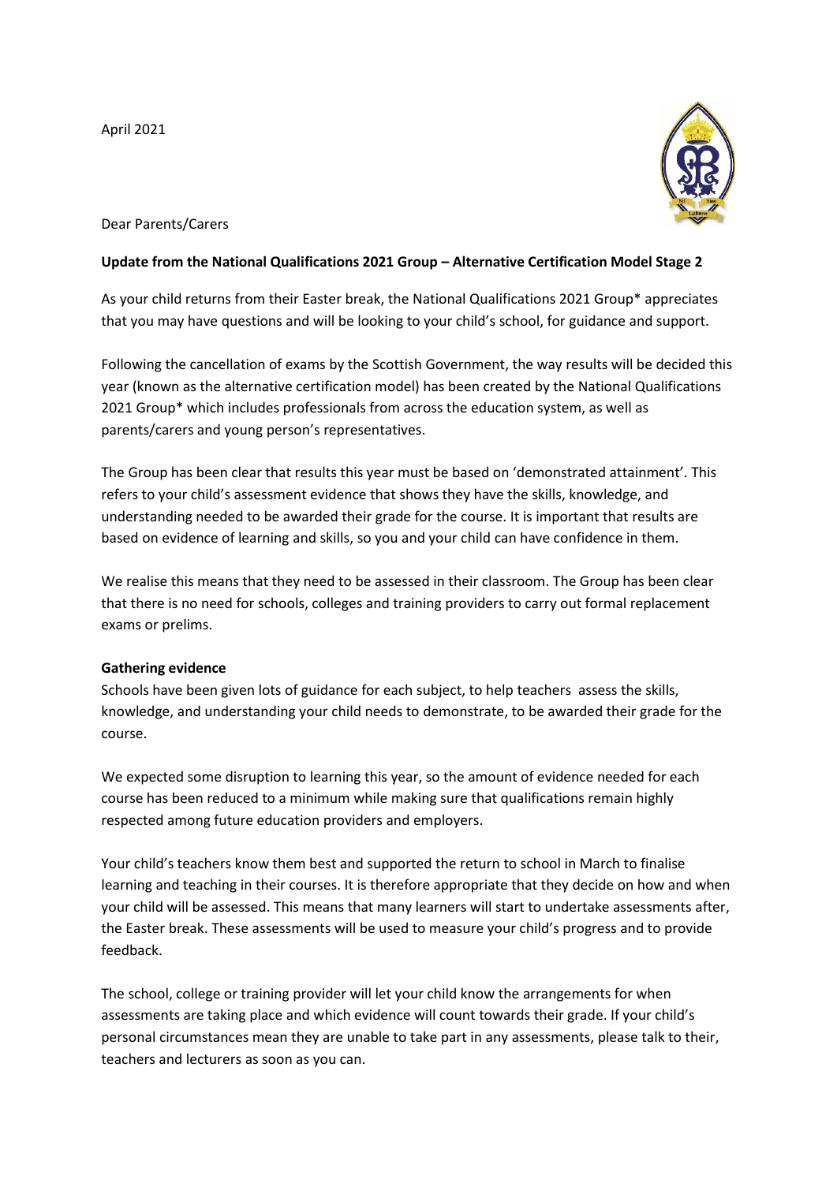April 2021

Dear Parents/Carers

**Update from the National Qualifications 2021 Group – Alternative Certification Model Stage 2**

As your child returns from their Easter break, the National Qualifications 2021 Group* appreciates that you may have questions and will be looking to your child's school, for guidance and support.

Following the cancellation of exams by the Scottish Government, the way results will be decided this year (known as the alternative certification model) has been created by the National Qualifications 2021 Group* which includes professionals from across the education system, as well as parents/carers and young person's representatives.

The Group has been clear that results this year must be based on 'demonstrated attainment'. This refers to your child's assessment evidence that shows they have the skills, knowledge, and understanding needed to be awarded their grade for the course. It is important that results are based on evidence of learning and skills, so you and your child can have confidence in them.

We realise this means that they need to be assessed in their classroom. The Group has been clear that there is no need for schools, colleges and training providers to carry out formal replacement exams or prelims.

**Gathering evidence**

Schools have been given lots of guidance for each subject, to help teachers assess the skills, knowledge, and understanding your child needs to demonstrate, to be awarded their grade for the course.

We expected some disruption to learning this year, so the amount of evidence needed for each course has been reduced to a minimum while making sure that qualifications remain highly respected among future education providers and employers.

Your child's teachers know them best and supported the return to school in March to finalise learning and teaching in their courses. It is therefore appropriate that they decide on how and when your child will be assessed. This means that many learners will start to undertake assessments after, the Easter break. These assessments will be used to measure your child's progress and to provide feedback.

The school, college or training provider will let your child know the arrangements for when assessments are taking place and which evidence will count towards their grade. If your child's personal circumstances mean they are unable to take part in any assessments, please talk to their, teachers and lecturers as soon as you can.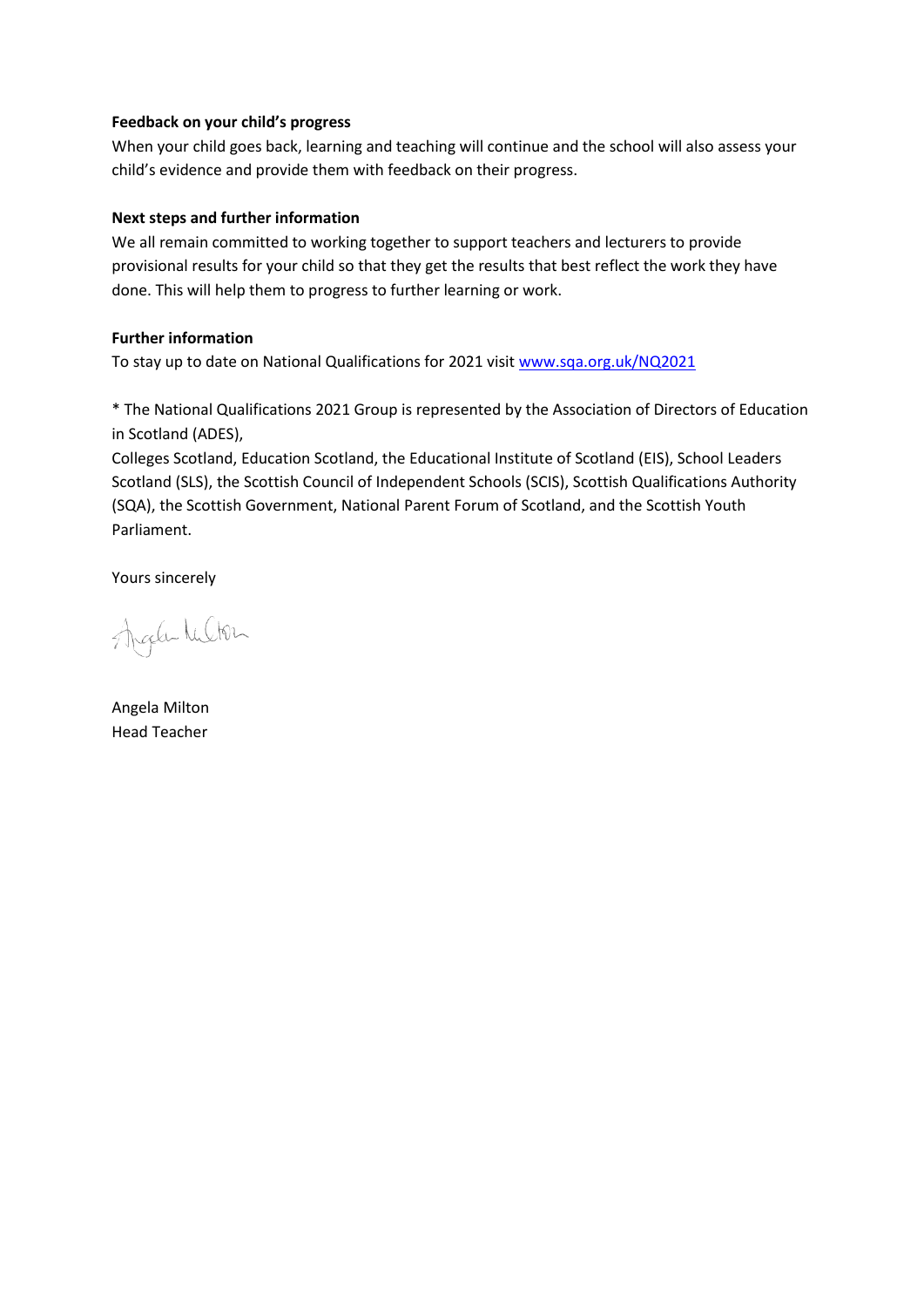**Feedback on your child's progress**

When your child goes back, learning and teaching will continue and the school will also assess your child's evidence and provide them with feedback on their progress.

**Next steps and further information**

We all remain committed to working together to support teachers and lecturers to provide provisional results for your child so that they get the results that best reflect the work they have done. This will help them to progress to further learning or work.

**Further information**

To stay up to date on National Qualifications for 2021 visit [www.sqa.org.uk/NQ2021](http://www.sqa.org.uk/NQ2021)

* The National Qualifications 2021 Group is represented by the Association of Directors of Education in Scotland (ADES),
Colleges Scotland, Education Scotland, the Educational Institute of Scotland (EIS), School Leaders Scotland (SLS), the Scottish Council of Independent Schools (SCIS), Scottish Qualifications Authority (SQA), the Scottish Government, National Parent Forum of Scotland, and the Scottish Youth Parliament.

Yours sincerely

Angela Milton
Head Teacher